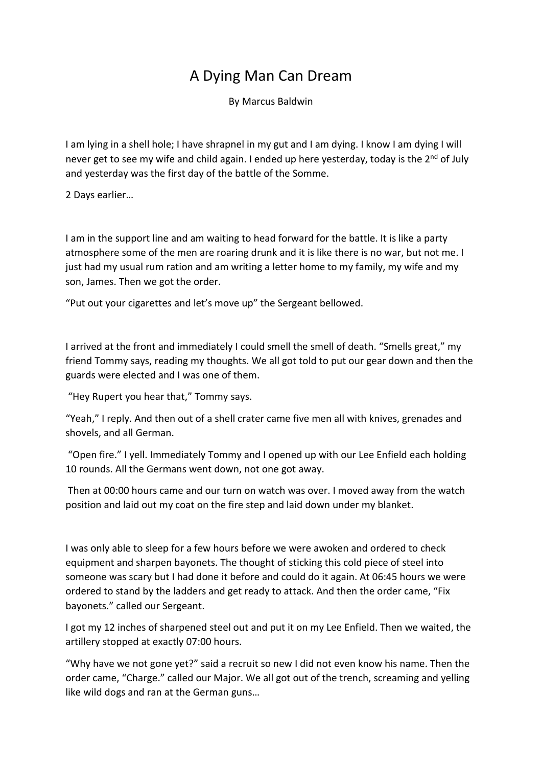# A Dying Man Can Dream

By Marcus Baldwin

I am lying in a shell hole; I have shrapnel in my gut and I am dying. I know I am dying I will never get to see my wife and child again. I ended up here yesterday, today is the 2nd of July and yesterday was the first day of the battle of the Somme.

2 Days earlier…

I am in the support line and am waiting to head forward for the battle. It is like a party atmosphere some of the men are roaring drunk and it is like there is no war, but not me. I just had my usual rum ration and am writing a letter home to my family, my wife and my son, James. Then we got the order.

“Put out your cigarettes and let’s move up” the Sergeant bellowed.

I arrived at the front and immediately I could smell the smell of death. “Smells great,” my friend Tommy says, reading my thoughts. We all got told to put our gear down and then the guards were elected and I was one of them.

“Hey Rupert you hear that,” Tommy says.

“Yeah,” I reply. And then out of a shell crater came five men all with knives, grenades and shovels, and all German.

“Open fire.” I yell. Immediately Tommy and I opened up with our Lee Enfield each holding 10 rounds. All the Germans went down, not one got away.

Then at 00:00 hours came and our turn on watch was over. I moved away from the watch position and laid out my coat on the fire step and laid down under my blanket.

I was only able to sleep for a few hours before we were awoken and ordered to check equipment and sharpen bayonets. The thought of sticking this cold piece of steel into someone was scary but I had done it before and could do it again. At 06:45 hours we were ordered to stand by the ladders and get ready to attack. And then the order came, “Fix bayonets.” called our Sergeant.

I got my 12 inches of sharpened steel out and put it on my Lee Enfield. Then we waited, the artillery stopped at exactly 07:00 hours.

“Why have we not gone yet?” said a recruit so new I did not even know his name. Then the order came, “Charge.” called our Major. We all got out of the trench, screaming and yelling like wild dogs and ran at the German guns…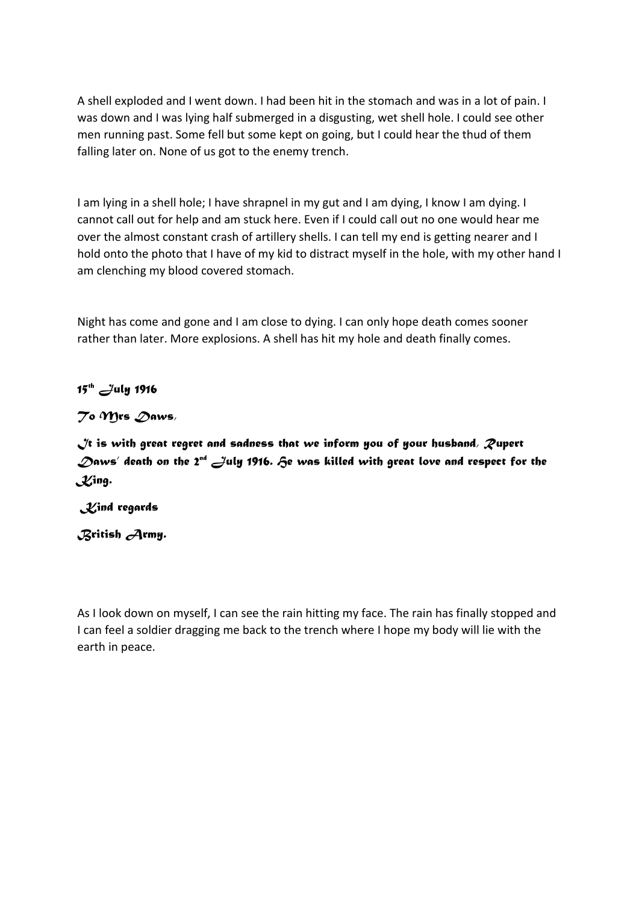A shell exploded and I went down. I had been hit in the stomach and was in a lot of pain. I was down and I was lying half submerged in a disgusting, wet shell hole. I could see other men running past. Some fell but some kept on going, but I could hear the thud of them falling later on. None of us got to the enemy trench.

I am lying in a shell hole; I have shrapnel in my gut and I am dying, I know I am dying. I cannot call out for help and am stuck here. Even if I could call out no one would hear me over the almost constant crash of artillery shells. I can tell my end is getting nearer and I hold onto the photo that I have of my kid to distract myself in the hole, with my other hand I am clenching my blood covered stomach.

Night has come and gone and I am close to dying. I can only hope death comes sooner rather than later. More explosions. A shell has hit my hole and death finally comes.

*15th July 1916*

*To Mrs Daws,*

*It is with great regret and sadness that we inform you of your husband, Rupert Daws' death on the 2nd July 1916. He was killed with great love and respect for the King.*

*Kind regards*

*British Army.*

As I look down on myself, I can see the rain hitting my face. The rain has finally stopped and I can feel a soldier dragging me back to the trench where I hope my body will lie with the earth in peace.